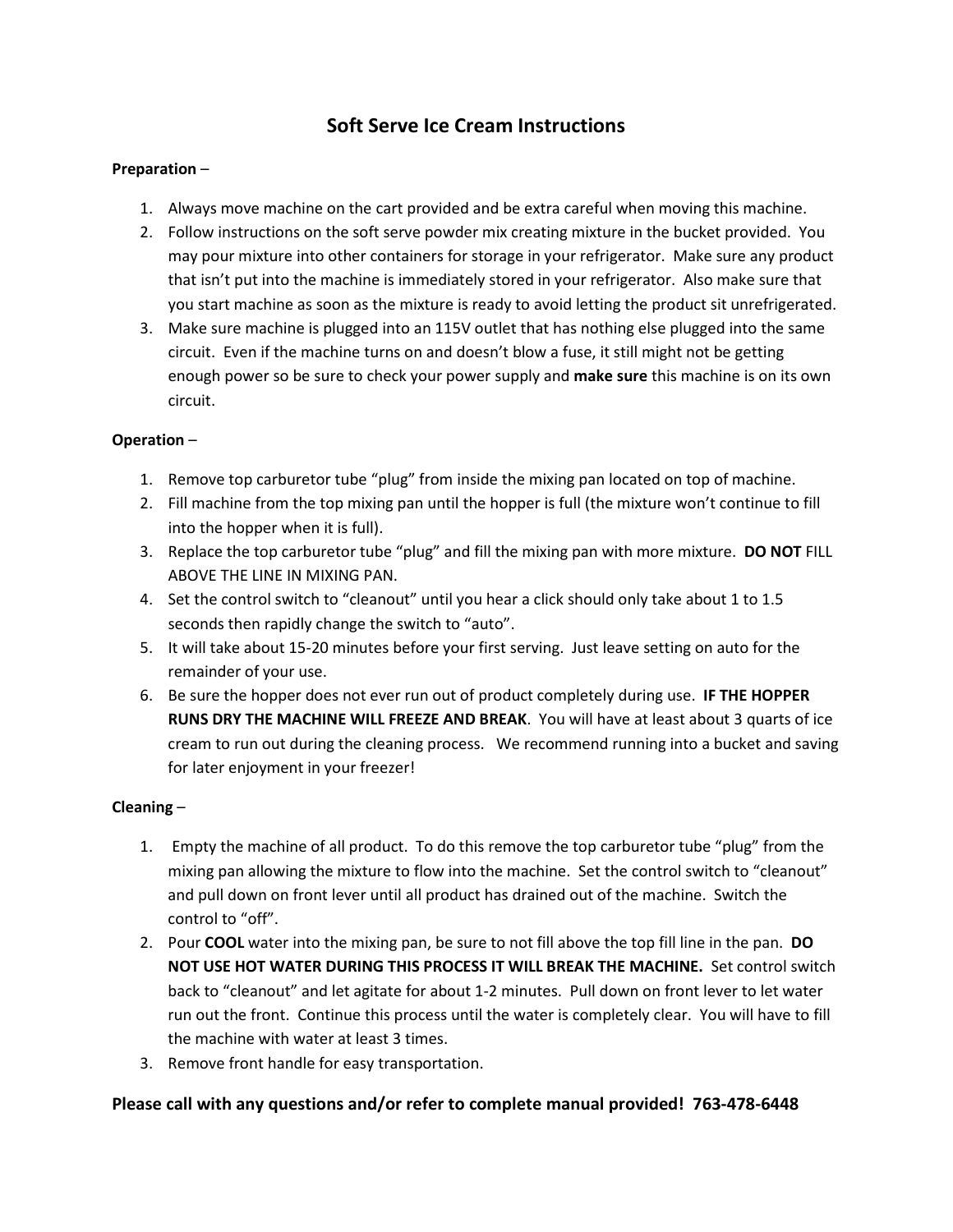# Soft Serve Ice Cream Instructions

**Preparation** –

1. Always move machine on the cart provided and be extra careful when moving this machine.
2. Follow instructions on the soft serve powder mix creating mixture in the bucket provided. You may pour mixture into other containers for storage in your refrigerator. Make sure any product that isn't put into the machine is immediately stored in your refrigerator. Also make sure that you start machine as soon as the mixture is ready to avoid letting the product sit unrefrigerated.
3. Make sure machine is plugged into an 115V outlet that has nothing else plugged into the same circuit. Even if the machine turns on and doesn't blow a fuse, it still might not be getting enough power so be sure to check your power supply and **make sure** this machine is on its own circuit.

**Operation** –

1. Remove top carburetor tube "plug" from inside the mixing pan located on top of machine.
2. Fill machine from the top mixing pan until the hopper is full (the mixture won't continue to fill into the hopper when it is full).
3. Replace the top carburetor tube "plug" and fill the mixing pan with more mixture. **DO NOT** FILL ABOVE THE LINE IN MIXING PAN.
4. Set the control switch to "cleanout" until you hear a click should only take about 1 to 1.5 seconds then rapidly change the switch to "auto".
5. It will take about 15-20 minutes before your first serving. Just leave setting on auto for the remainder of your use.
6. Be sure the hopper does not ever run out of product completely during use. **IF THE HOPPER RUNS DRY THE MACHINE WILL FREEZE AND BREAK**. You will have at least about 3 quarts of ice cream to run out during the cleaning process. We recommend running into a bucket and saving for later enjoyment in your freezer!

**Cleaning** –

1. Empty the machine of all product. To do this remove the top carburetor tube "plug" from the mixing pan allowing the mixture to flow into the machine. Set the control switch to "cleanout" and pull down on front lever until all product has drained out of the machine. Switch the control to "off".
2. Pour **COOL** water into the mixing pan, be sure to not fill above the top fill line in the pan. **DO NOT USE HOT WATER DURING THIS PROCESS IT WILL BREAK THE MACHINE.** Set control switch back to "cleanout" and let agitate for about 1-2 minutes. Pull down on front lever to let water run out the front. Continue this process until the water is completely clear. You will have to fill the machine with water at least 3 times.
3. Remove front handle for easy transportation.

**Please call with any questions and/or refer to complete manual provided! 763-478-6448**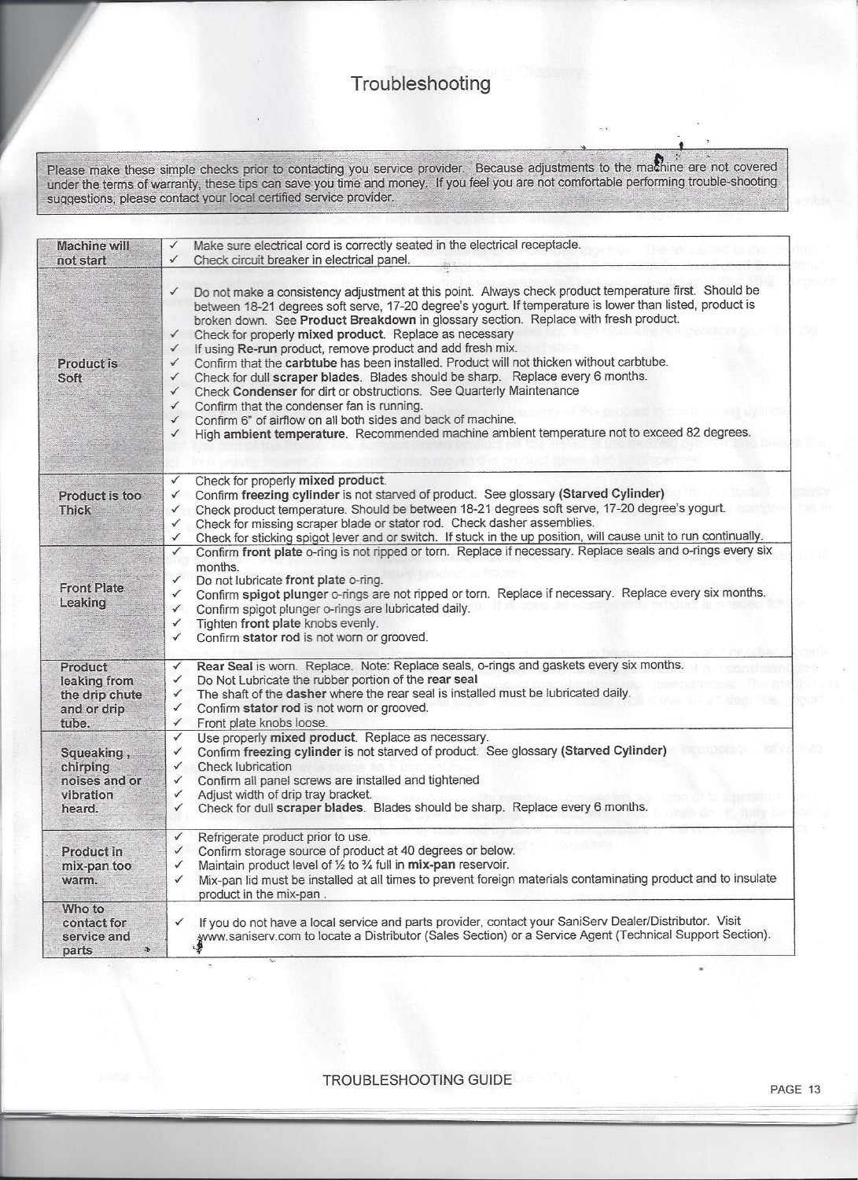# Troubleshooting

Please make these simple checks prior to contacting you service provider. Because adjustments to the machine are not covered under the terms of warranty, these tips can save you time and money. If you feel you are not comfortable performing trouble-shooting suggestions, please contact your local certified service provider.

| | |
|---|---|
| **Machine will not start** | ✓ Make sure electrical cord is correctly seated in the electrical receptacle.<br>✓ Check circuit breaker in electrical panel. |
| **Product is Soft** | ✓ Do not make a consistency adjustment at this point. Always check product temperature first. Should be between 18-21 degrees soft serve, 17-20 degree's yogurt. If temperature is lower than listed, product is broken down. See **Product Breakdown** in glossary section. Replace with fresh product.<br>✓ Check for properly **mixed product**. Replace as necessary<br>✓ If using **Re-run** product, remove product and add fresh mix.<br>✓ Confirm that the **carbtube** has been installed. Product will not thicken without carbtube.<br>✓ Check for dull **scraper blades**. Blades should be sharp. Replace every 6 months.<br>✓ Check **Condenser** for dirt or obstructions. See Quarterly Maintenance<br>✓ Confirm that the condenser fan is running.<br>✓ Confirm 6" of airflow on all both sides and back of machine.<br>✓ High **ambient temperature**. Recommended machine ambient temperature not to exceed 82 degrees. |
| **Product is too Thick** | ✓ Check for properly **mixed product**.<br>✓ Confirm **freezing cylinder** is not starved of product. See glossary **(Starved Cylinder)**<br>✓ Check product temperature. Should be between 18-21 degrees soft serve, 17-20 degree's yogurt.<br>✓ Check for missing scraper blade or stator rod. Check dasher assemblies.<br>✓ Check for sticking spigot lever and or switch. If stuck in the up position, will cause unit to run continually. |
| **Front Plate Leaking** | ✓ Confirm **front plate** o-ring is not ripped or torn. Replace if necessary. Replace seals and o-rings every six months.<br>✓ Do not lubricate **front plate** o-ring.<br>✓ Confirm **spigot plunger** o-rings are not ripped or torn. Replace if necessary. Replace every six months.<br>✓ Confirm spigot plunger o-rings are lubricated daily.<br>✓ Tighten **front plate** knobs evenly.<br>✓ Confirm **stator rod** is not worn or grooved. |
| **Product leaking from the drip chute and or drip tube.** | ✓ **Rear Seal** is worn. Replace. Note: Replace seals, o-rings and gaskets every six months.<br>✓ Do Not Lubricate the rubber portion of the **rear seal**<br>✓ The shaft of the **dasher** where the rear seal is installed must be lubricated daily.<br>✓ Confirm **stator rod** is not worn or grooved.<br>✓ Front plate knobs loose. |
| **Squeaking, chirping noises and or vibration heard.** | ✓ Use properly **mixed product**. Replace as necessary.<br>✓ Confirm **freezing cylinder** is not starved of product. See glossary **(Starved Cylinder)**<br>✓ Check lubrication<br>✓ Confirm all panel screws are installed and tightened<br>✓ Adjust width of drip tray bracket.<br>✓ Check for dull **scraper blades**. Blades should be sharp. Replace every 6 months. |
| **Product in mix-pan too warm.** | ✓ Refrigerate product prior to use.<br>✓ Confirm storage source of product at 40 degrees or below.<br>✓ Maintain product level of ½ to ¾ full in **mix-pan** reservoir.<br>✓ Mix-pan lid must be installed at all times to prevent foreign materials contaminating product and to insulate product in the mix-pan . |
| **Who to contact for service and parts** | ✓ If you do not have a local service and parts provider, contact your SaniServ Dealer/Distributor. Visit www.saniserv.com to locate a Distributor (Sales Section) or a Service Agent (Technical Support Section). |